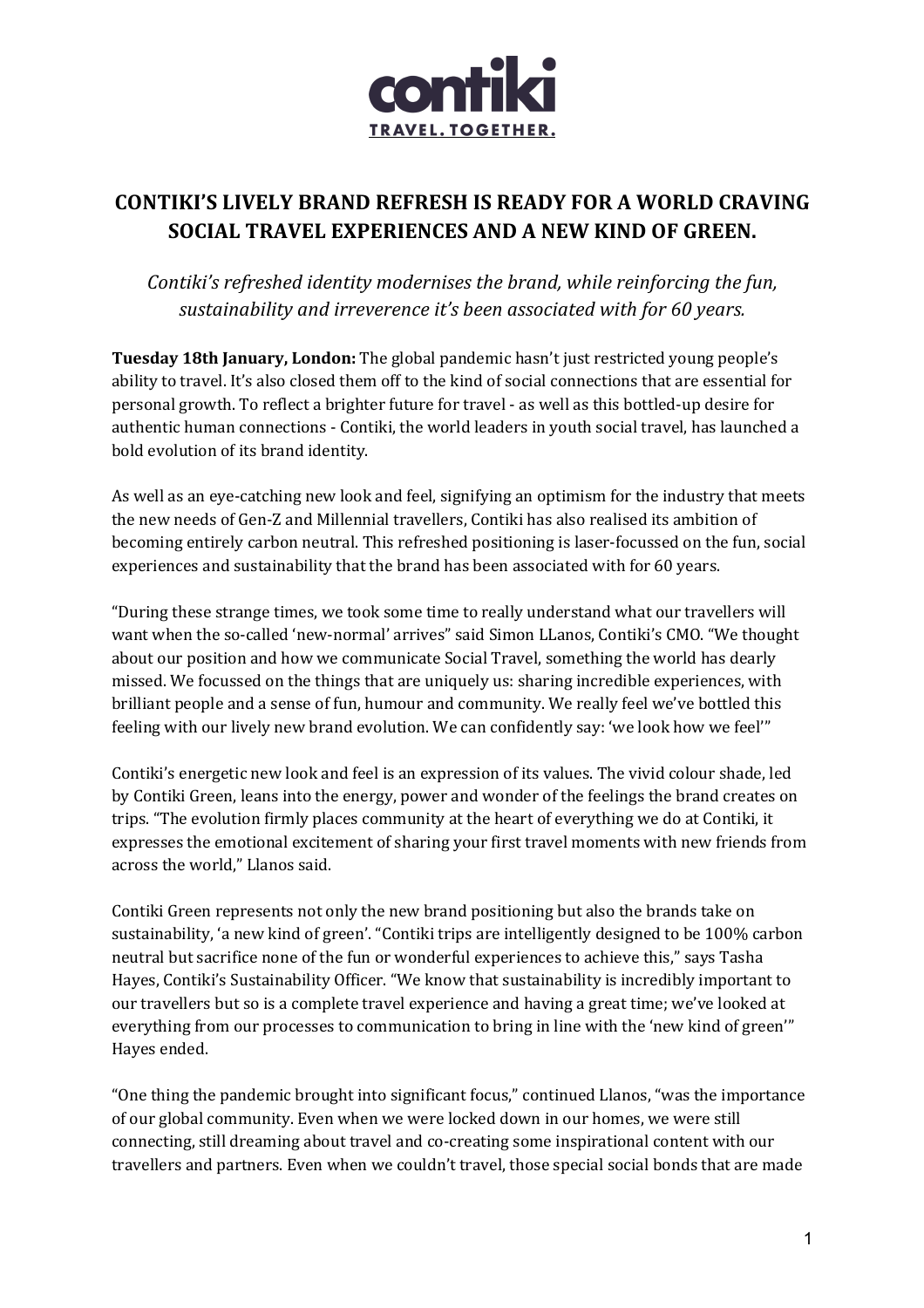contiki

TRAVEL. TOGETHER.

# CONTIKI'S LIVELY BRAND REFRESH IS READY FOR A WORLD CRAVING SOCIAL TRAVEL EXPERIENCES AND A NEW KIND OF GREEN.

*Contiki's refreshed identity modernises the brand, while reinforcing the fun, sustainability and irreverence it's been associated with for 60 years.*

**Tuesday 18th January, London:** The global pandemic hasn't just restricted young people's ability to travel. It's also closed them off to the kind of social connections that are essential for personal growth. To reflect a brighter future for travel - as well as this bottled-up desire for authentic human connections - Contiki, the world leaders in youth social travel, has launched a bold evolution of its brand identity.

As well as an eye-catching new look and feel, signifying an optimism for the industry that meets the new needs of Gen-Z and Millennial travellers, Contiki has also realised its ambition of becoming entirely carbon neutral. This refreshed positioning is laser-focussed on the fun, social experiences and sustainability that the brand has been associated with for 60 years.

"During these strange times, we took some time to really understand what our travellers will want when the so-called 'new-normal' arrives" said Simon LLanos, Contiki's CMO. "We thought about our position and how we communicate Social Travel, something the world has dearly missed. We focussed on the things that are uniquely us: sharing incredible experiences, with brilliant people and a sense of fun, humour and community. We really feel we've bottled this feeling with our lively new brand evolution. We can confidently say: 'we look how we feel'"

Contiki's energetic new look and feel is an expression of its values. The vivid colour shade, led by Contiki Green, leans into the energy, power and wonder of the feelings the brand creates on trips. "The evolution firmly places community at the heart of everything we do at Contiki, it expresses the emotional excitement of sharing your first travel moments with new friends from across the world," Llanos said.

Contiki Green represents not only the new brand positioning but also the brands take on sustainability, 'a new kind of green'. "Contiki trips are intelligently designed to be 100% carbon neutral but sacrifice none of the fun or wonderful experiences to achieve this," says Tasha Hayes, Contiki's Sustainability Officer. "We know that sustainability is incredibly important to our travellers but so is a complete travel experience and having a great time; we've looked at everything from our processes to communication to bring in line with the 'new kind of green'" Hayes ended.

"One thing the pandemic brought into significant focus," continued Llanos, "was the importance of our global community. Even when we were locked down in our homes, we were still connecting, still dreaming about travel and co-creating some inspirational content with our travellers and partners. Even when we couldn't travel, those special social bonds that are made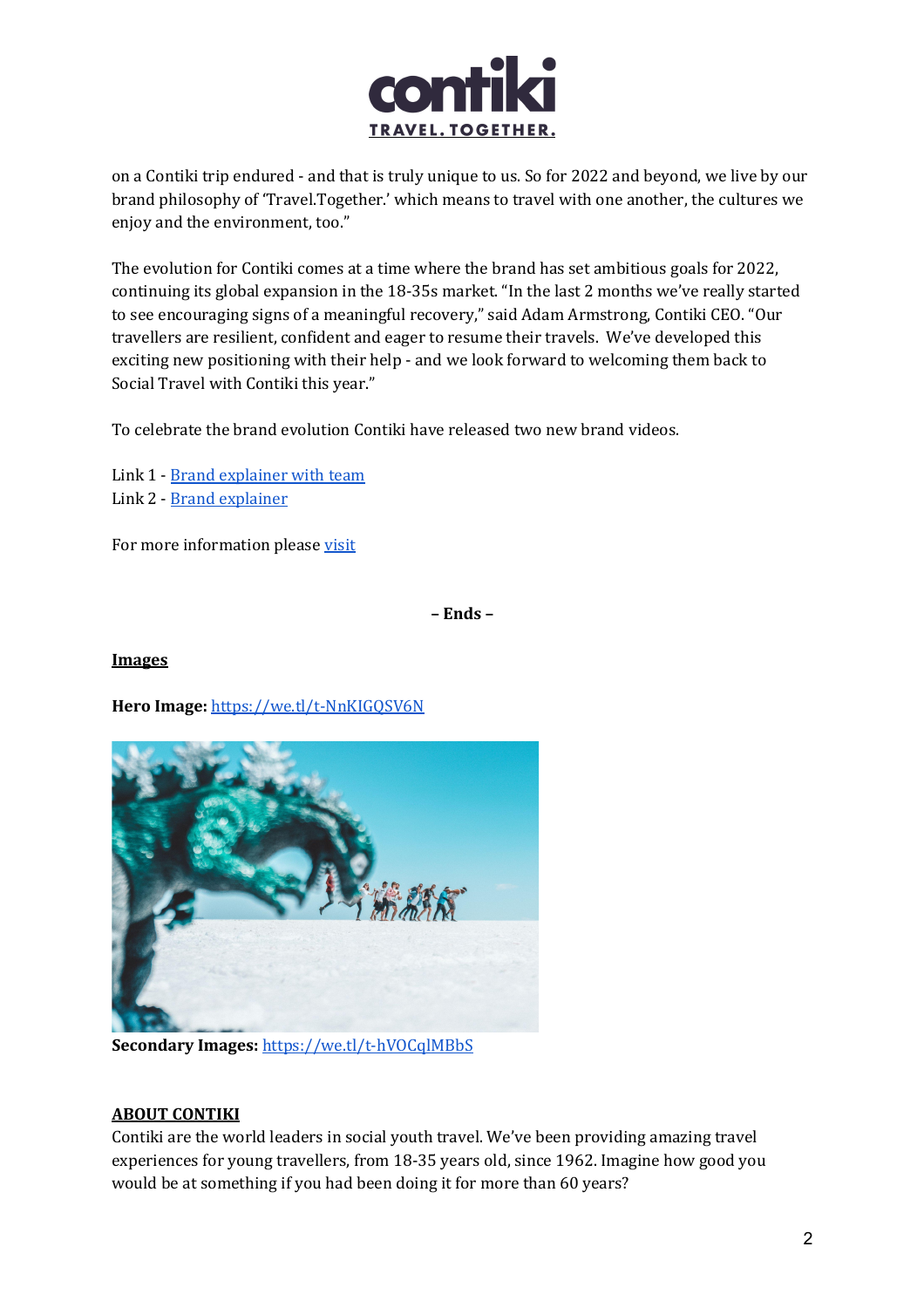on a Contiki trip endured - and that is truly unique to us. So for 2022 and beyond, we live by our brand philosophy of 'Travel.Together.' which means to travel with one another, the cultures we enjoy and the environment, too."

The evolution for Contiki comes at a time where the brand has set ambitious goals for 2022, continuing its global expansion in the 18-35s market. "In the last 2 months we've really started to see encouraging signs of a meaningful recovery," said Adam Armstrong, Contiki CEO. "Our travellers are resilient, confident and eager to resume their travels. We've developed this exciting new positioning with their help - and we look forward to welcoming them back to Social Travel with Contiki this year."

To celebrate the brand evolution Contiki have released two new brand videos.

Link 1 - Brand explainer with team
Link 2 - Brand explainer

For more information please visit

**– Ends –**

**Images**

**Hero Image:** https://we.tl/t-NnKIGQSV6N

**Secondary Images:** https://we.tl/t-hVOCqlMBbS

**ABOUT CONTIKI**

Contiki are the world leaders in social youth travel. We've been providing amazing travel experiences for young travellers, from 18-35 years old, since 1962. Imagine how good you would be at something if you had been doing it for more than 60 years?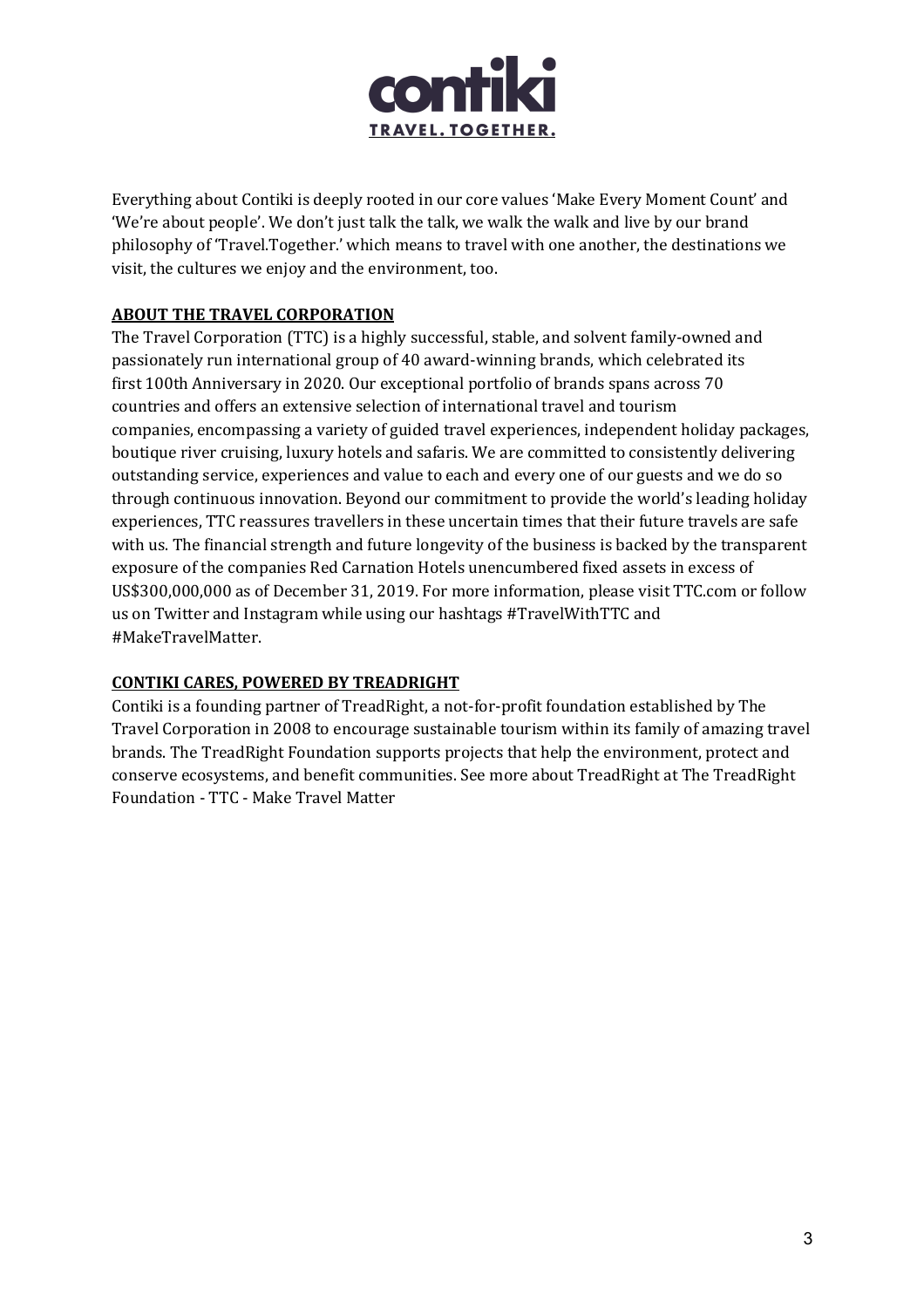Everything about Contiki is deeply rooted in our core values 'Make Every Moment Count' and 'We're about people'. We don't just talk the talk, we walk the walk and live by our brand philosophy of 'Travel.Together.' which means to travel with one another, the destinations we visit, the cultures we enjoy and the environment, too.

## **ABOUT THE TRAVEL CORPORATION**

The Travel Corporation (TTC) is a highly successful, stable, and solvent family-owned and passionately run international group of 40 award-winning brands, which celebrated its first 100th Anniversary in 2020. Our exceptional portfolio of brands spans across 70 countries and offers an extensive selection of international travel and tourism companies, encompassing a variety of guided travel experiences, independent holiday packages, boutique river cruising, luxury hotels and safaris. We are committed to consistently delivering outstanding service, experiences and value to each and every one of our guests and we do so through continuous innovation. Beyond our commitment to provide the world's leading holiday experiences, TTC reassures travellers in these uncertain times that their future travels are safe with us. The financial strength and future longevity of the business is backed by the transparent exposure of the companies Red Carnation Hotels unencumbered fixed assets in excess of US$300,000,000 as of December 31, 2019. For more information, please visit TTC.com or follow us on Twitter and Instagram while using our hashtags #TravelWithTTC and #MakeTravelMatter.

## **CONTIKI CARES, POWERED BY TREADRIGHT**

Contiki is a founding partner of TreadRight, a not-for-profit foundation established by The Travel Corporation in 2008 to encourage sustainable tourism within its family of amazing travel brands. The TreadRight Foundation supports projects that help the environment, protect and conserve ecosystems, and benefit communities. See more about TreadRight at The TreadRight Foundation - TTC - Make Travel Matter